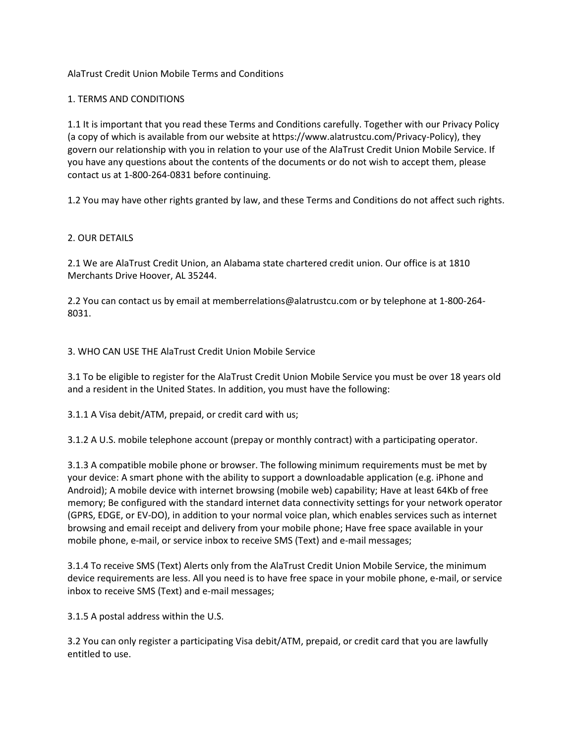# AlaTrust Credit Union Mobile Terms and Conditions

## 1. TERMS AND CONDITIONS

1.1 It is important that you read these Terms and Conditions carefully. Together with our Privacy Policy (a copy of which is available from our website at https://www.alatrustcu.com/Privacy-Policy), they govern our relationship with you in relation to your use of the AlaTrust Credit Union Mobile Service. If you have any questions about the contents of the documents or do not wish to accept them, please contact us at 1-800-264-0831 before continuing.

1.2 You may have other rights granted by law, and these Terms and Conditions do not affect such rights.

## 2. OUR DETAILS

2.1 We are AlaTrust Credit Union, an Alabama state chartered credit union. Our office is at 1810 Merchants Drive Hoover, AL 35244.

2.2 You can contact us by email at memberrelations@alatrustcu.com or by telephone at 1-800-264-8031.

## 3. WHO CAN USE THE AlaTrust Credit Union Mobile Service

3.1 To be eligible to register for the AlaTrust Credit Union Mobile Service you must be over 18 years old and a resident in the United States. In addition, you must have the following:

3.1.1 A Visa debit/ATM, prepaid, or credit card with us;

3.1.2 A U.S. mobile telephone account (prepay or monthly contract) with a participating operator.

3.1.3 A compatible mobile phone or browser. The following minimum requirements must be met by your device: A smart phone with the ability to support a downloadable application (e.g. iPhone and Android); A mobile device with internet browsing (mobile web) capability; Have at least 64Kb of free memory; Be configured with the standard internet data connectivity settings for your network operator (GPRS, EDGE, or EV-DO), in addition to your normal voice plan, which enables services such as internet browsing and email receipt and delivery from your mobile phone; Have free space available in your mobile phone, e-mail, or service inbox to receive SMS (Text) and e-mail messages;

3.1.4 To receive SMS (Text) Alerts only from the AlaTrust Credit Union Mobile Service, the minimum device requirements are less. All you need is to have free space in your mobile phone, e-mail, or service inbox to receive SMS (Text) and e-mail messages;

3.1.5 A postal address within the U.S.

3.2 You can only register a participating Visa debit/ATM, prepaid, or credit card that you are lawfully entitled to use.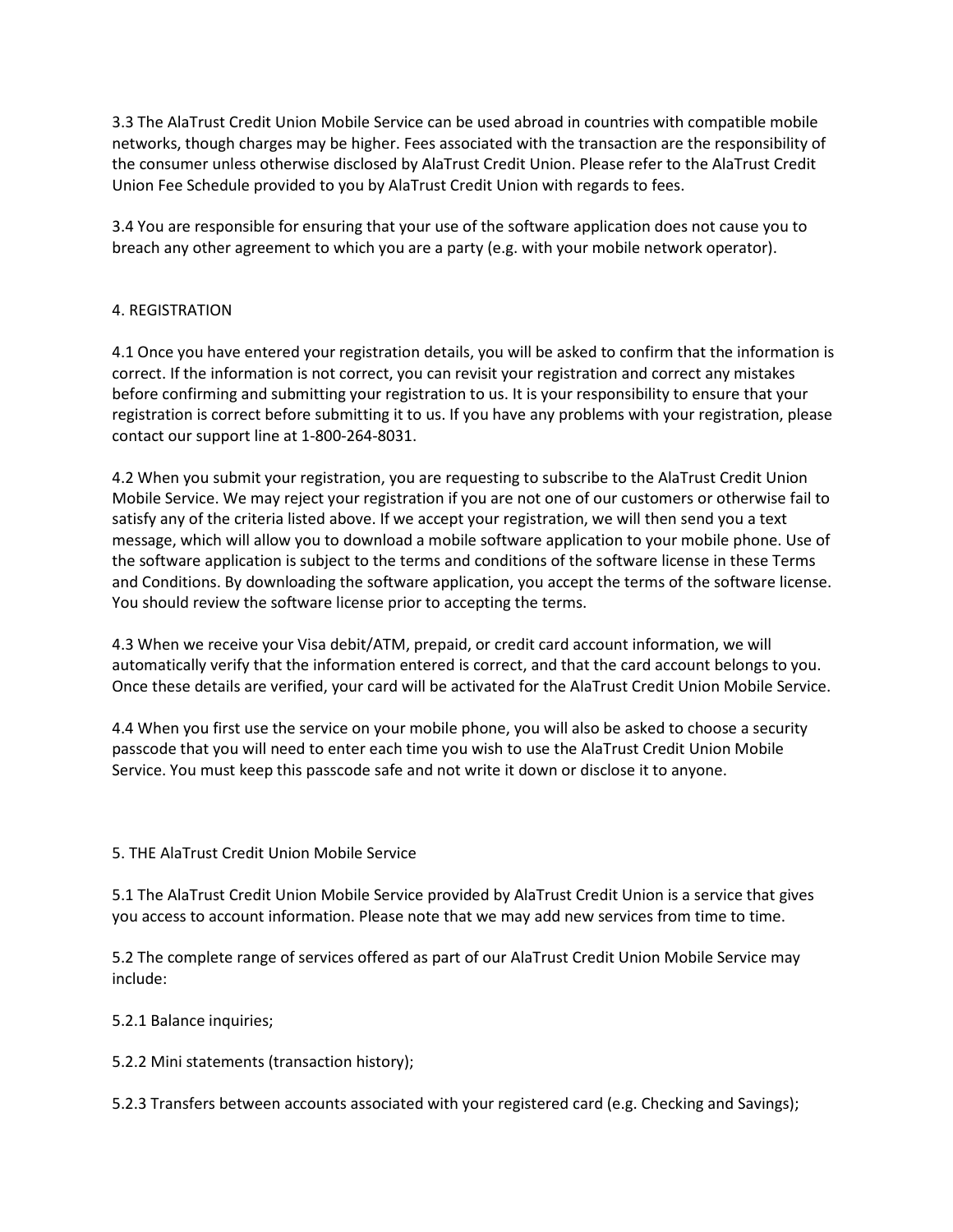3.3 The AlaTrust Credit Union Mobile Service can be used abroad in countries with compatible mobile networks, though charges may be higher. Fees associated with the transaction are the responsibility of the consumer unless otherwise disclosed by AlaTrust Credit Union. Please refer to the AlaTrust Credit Union Fee Schedule provided to you by AlaTrust Credit Union with regards to fees.

3.4 You are responsible for ensuring that your use of the software application does not cause you to breach any other agreement to which you are a party (e.g. with your mobile network operator).

## 4. REGISTRATION

4.1 Once you have entered your registration details, you will be asked to confirm that the information is correct. If the information is not correct, you can revisit your registration and correct any mistakes before confirming and submitting your registration to us. It is your responsibility to ensure that your registration is correct before submitting it to us. If you have any problems with your registration, please contact our support line at 1-800-264-8031.

4.2 When you submit your registration, you are requesting to subscribe to the AlaTrust Credit Union Mobile Service. We may reject your registration if you are not one of our customers or otherwise fail to satisfy any of the criteria listed above. If we accept your registration, we will then send you a text message, which will allow you to download a mobile software application to your mobile phone. Use of the software application is subject to the terms and conditions of the software license in these Terms and Conditions. By downloading the software application, you accept the terms of the software license. You should review the software license prior to accepting the terms.

4.3 When we receive your Visa debit/ATM, prepaid, or credit card account information, we will automatically verify that the information entered is correct, and that the card account belongs to you. Once these details are verified, your card will be activated for the AlaTrust Credit Union Mobile Service.

4.4 When you first use the service on your mobile phone, you will also be asked to choose a security passcode that you will need to enter each time you wish to use the AlaTrust Credit Union Mobile Service. You must keep this passcode safe and not write it down or disclose it to anyone.

## 5. THE AlaTrust Credit Union Mobile Service

5.1 The AlaTrust Credit Union Mobile Service provided by AlaTrust Credit Union is a service that gives you access to account information. Please note that we may add new services from time to time.

5.2 The complete range of services offered as part of our AlaTrust Credit Union Mobile Service may include:

5.2.1 Balance inquiries;

5.2.2 Mini statements (transaction history);

5.2.3 Transfers between accounts associated with your registered card (e.g. Checking and Savings);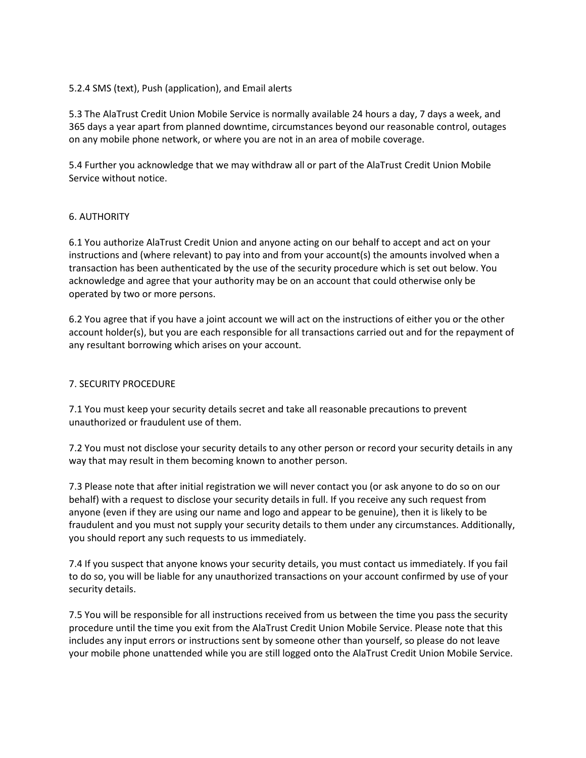5.2.4 SMS (text), Push (application), and Email alerts

5.3 The AlaTrust Credit Union Mobile Service is normally available 24 hours a day, 7 days a week, and 365 days a year apart from planned downtime, circumstances beyond our reasonable control, outages on any mobile phone network, or where you are not in an area of mobile coverage.

5.4 Further you acknowledge that we may withdraw all or part of the AlaTrust Credit Union Mobile Service without notice.

## 6. AUTHORITY

6.1 You authorize AlaTrust Credit Union and anyone acting on our behalf to accept and act on your instructions and (where relevant) to pay into and from your account(s) the amounts involved when a transaction has been authenticated by the use of the security procedure which is set out below. You acknowledge and agree that your authority may be on an account that could otherwise only be operated by two or more persons.

6.2 You agree that if you have a joint account we will act on the instructions of either you or the other account holder(s), but you are each responsible for all transactions carried out and for the repayment of any resultant borrowing which arises on your account.

## 7. SECURITY PROCEDURE

7.1 You must keep your security details secret and take all reasonable precautions to prevent unauthorized or fraudulent use of them.

7.2 You must not disclose your security details to any other person or record your security details in any way that may result in them becoming known to another person.

7.3 Please note that after initial registration we will never contact you (or ask anyone to do so on our behalf) with a request to disclose your security details in full. If you receive any such request from anyone (even if they are using our name and logo and appear to be genuine), then it is likely to be fraudulent and you must not supply your security details to them under any circumstances. Additionally, you should report any such requests to us immediately.

7.4 If you suspect that anyone knows your security details, you must contact us immediately. If you fail to do so, you will be liable for any unauthorized transactions on your account confirmed by use of your security details.

7.5 You will be responsible for all instructions received from us between the time you pass the security procedure until the time you exit from the AlaTrust Credit Union Mobile Service. Please note that this includes any input errors or instructions sent by someone other than yourself, so please do not leave your mobile phone unattended while you are still logged onto the AlaTrust Credit Union Mobile Service.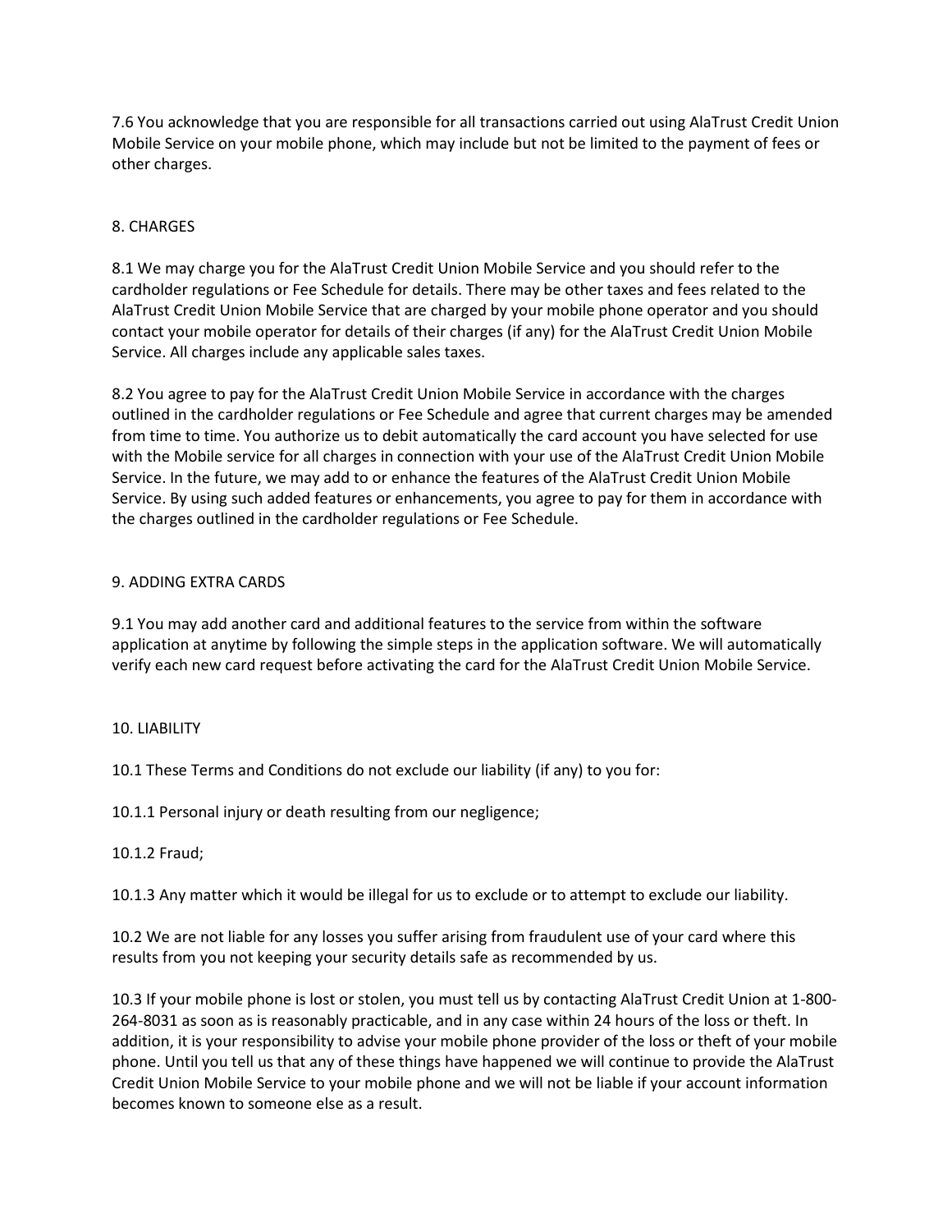7.6 You acknowledge that you are responsible for all transactions carried out using AlaTrust Credit Union Mobile Service on your mobile phone, which may include but not be limited to the payment of fees or other charges.

## 8. CHARGES

8.1 We may charge you for the AlaTrust Credit Union Mobile Service and you should refer to the cardholder regulations or Fee Schedule for details. There may be other taxes and fees related to the AlaTrust Credit Union Mobile Service that are charged by your mobile phone operator and you should contact your mobile operator for details of their charges (if any) for the AlaTrust Credit Union Mobile Service. All charges include any applicable sales taxes.

8.2 You agree to pay for the AlaTrust Credit Union Mobile Service in accordance with the charges outlined in the cardholder regulations or Fee Schedule and agree that current charges may be amended from time to time. You authorize us to debit automatically the card account you have selected for use with the Mobile service for all charges in connection with your use of the AlaTrust Credit Union Mobile Service. In the future, we may add to or enhance the features of the AlaTrust Credit Union Mobile Service. By using such added features or enhancements, you agree to pay for them in accordance with the charges outlined in the cardholder regulations or Fee Schedule.

## 9. ADDING EXTRA CARDS

9.1 You may add another card and additional features to the service from within the software application at anytime by following the simple steps in the application software. We will automatically verify each new card request before activating the card for the AlaTrust Credit Union Mobile Service.

## 10. LIABILITY

10.1 These Terms and Conditions do not exclude our liability (if any) to you for:

10.1.1 Personal injury or death resulting from our negligence;

10.1.2 Fraud;

10.1.3 Any matter which it would be illegal for us to exclude or to attempt to exclude our liability.

10.2 We are not liable for any losses you suffer arising from fraudulent use of your card where this results from you not keeping your security details safe as recommended by us.

10.3 If your mobile phone is lost or stolen, you must tell us by contacting AlaTrust Credit Union at 1-800-264-8031 as soon as is reasonably practicable, and in any case within 24 hours of the loss or theft. In addition, it is your responsibility to advise your mobile phone provider of the loss or theft of your mobile phone. Until you tell us that any of these things have happened we will continue to provide the AlaTrust Credit Union Mobile Service to your mobile phone and we will not be liable if your account information becomes known to someone else as a result.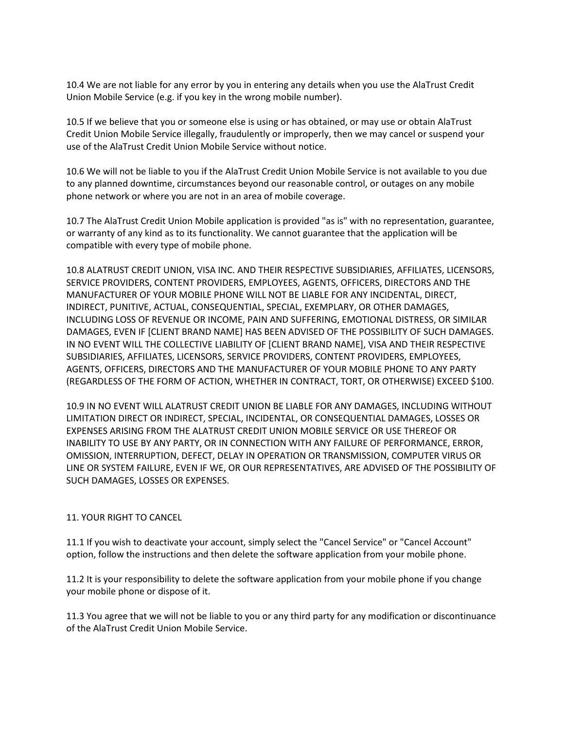10.4 We are not liable for any error by you in entering any details when you use the AlaTrust Credit Union Mobile Service (e.g. if you key in the wrong mobile number).

10.5 If we believe that you or someone else is using or has obtained, or may use or obtain AlaTrust Credit Union Mobile Service illegally, fraudulently or improperly, then we may cancel or suspend your use of the AlaTrust Credit Union Mobile Service without notice.

10.6 We will not be liable to you if the AlaTrust Credit Union Mobile Service is not available to you due to any planned downtime, circumstances beyond our reasonable control, or outages on any mobile phone network or where you are not in an area of mobile coverage.

10.7 The AlaTrust Credit Union Mobile application is provided "as is" with no representation, guarantee, or warranty of any kind as to its functionality. We cannot guarantee that the application will be compatible with every type of mobile phone.

10.8 ALATRUST CREDIT UNION, VISA INC. AND THEIR RESPECTIVE SUBSIDIARIES, AFFILIATES, LICENSORS, SERVICE PROVIDERS, CONTENT PROVIDERS, EMPLOYEES, AGENTS, OFFICERS, DIRECTORS AND THE MANUFACTURER OF YOUR MOBILE PHONE WILL NOT BE LIABLE FOR ANY INCIDENTAL, DIRECT, INDIRECT, PUNITIVE, ACTUAL, CONSEQUENTIAL, SPECIAL, EXEMPLARY, OR OTHER DAMAGES, INCLUDING LOSS OF REVENUE OR INCOME, PAIN AND SUFFERING, EMOTIONAL DISTRESS, OR SIMILAR DAMAGES, EVEN IF [CLIENT BRAND NAME] HAS BEEN ADVISED OF THE POSSIBILITY OF SUCH DAMAGES. IN NO EVENT WILL THE COLLECTIVE LIABILITY OF [CLIENT BRAND NAME], VISA AND THEIR RESPECTIVE SUBSIDIARIES, AFFILIATES, LICENSORS, SERVICE PROVIDERS, CONTENT PROVIDERS, EMPLOYEES, AGENTS, OFFICERS, DIRECTORS AND THE MANUFACTURER OF YOUR MOBILE PHONE TO ANY PARTY (REGARDLESS OF THE FORM OF ACTION, WHETHER IN CONTRACT, TORT, OR OTHERWISE) EXCEED $100.

10.9 IN NO EVENT WILL ALATRUST CREDIT UNION BE LIABLE FOR ANY DAMAGES, INCLUDING WITHOUT LIMITATION DIRECT OR INDIRECT, SPECIAL, INCIDENTAL, OR CONSEQUENTIAL DAMAGES, LOSSES OR EXPENSES ARISING FROM THE ALATRUST CREDIT UNION MOBILE SERVICE OR USE THEREOF OR INABILITY TO USE BY ANY PARTY, OR IN CONNECTION WITH ANY FAILURE OF PERFORMANCE, ERROR, OMISSION, INTERRUPTION, DEFECT, DELAY IN OPERATION OR TRANSMISSION, COMPUTER VIRUS OR LINE OR SYSTEM FAILURE, EVEN IF WE, OR OUR REPRESENTATIVES, ARE ADVISED OF THE POSSIBILITY OF SUCH DAMAGES, LOSSES OR EXPENSES.

## 11. YOUR RIGHT TO CANCEL

11.1 If you wish to deactivate your account, simply select the "Cancel Service" or "Cancel Account" option, follow the instructions and then delete the software application from your mobile phone.

11.2 It is your responsibility to delete the software application from your mobile phone if you change your mobile phone or dispose of it.

11.3 You agree that we will not be liable to you or any third party for any modification or discontinuance of the AlaTrust Credit Union Mobile Service.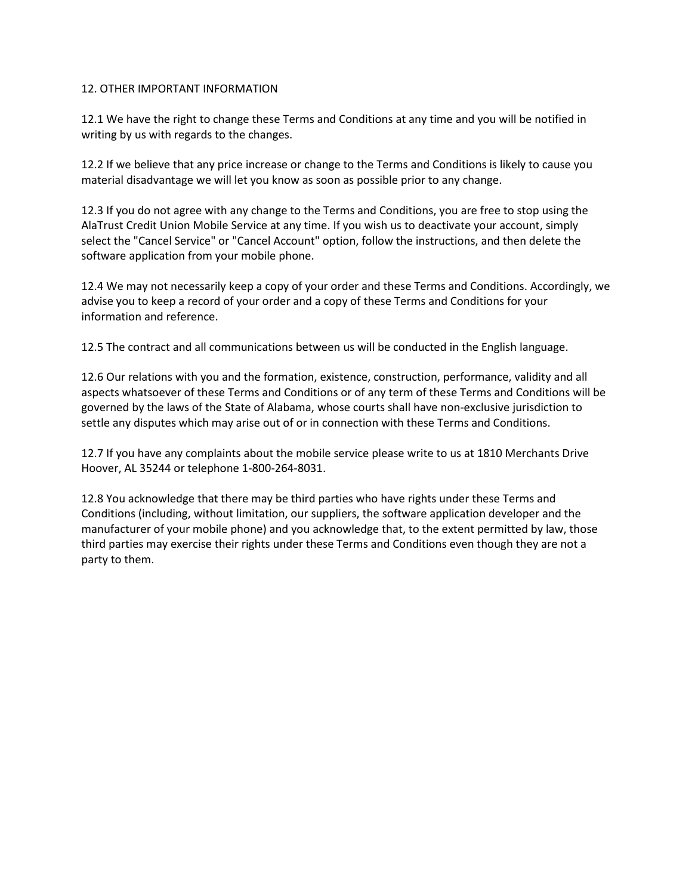## 12. OTHER IMPORTANT INFORMATION

12.1 We have the right to change these Terms and Conditions at any time and you will be notified in writing by us with regards to the changes.

12.2 If we believe that any price increase or change to the Terms and Conditions is likely to cause you material disadvantage we will let you know as soon as possible prior to any change.

12.3 If you do not agree with any change to the Terms and Conditions, you are free to stop using the AlaTrust Credit Union Mobile Service at any time. If you wish us to deactivate your account, simply select the "Cancel Service" or "Cancel Account" option, follow the instructions, and then delete the software application from your mobile phone.

12.4 We may not necessarily keep a copy of your order and these Terms and Conditions. Accordingly, we advise you to keep a record of your order and a copy of these Terms and Conditions for your information and reference.

12.5 The contract and all communications between us will be conducted in the English language.

12.6 Our relations with you and the formation, existence, construction, performance, validity and all aspects whatsoever of these Terms and Conditions or of any term of these Terms and Conditions will be governed by the laws of the State of Alabama, whose courts shall have non-exclusive jurisdiction to settle any disputes which may arise out of or in connection with these Terms and Conditions.

12.7 If you have any complaints about the mobile service please write to us at 1810 Merchants Drive Hoover, AL 35244 or telephone 1-800-264-8031.

12.8 You acknowledge that there may be third parties who have rights under these Terms and Conditions (including, without limitation, our suppliers, the software application developer and the manufacturer of your mobile phone) and you acknowledge that, to the extent permitted by law, those third parties may exercise their rights under these Terms and Conditions even though they are not a party to them.